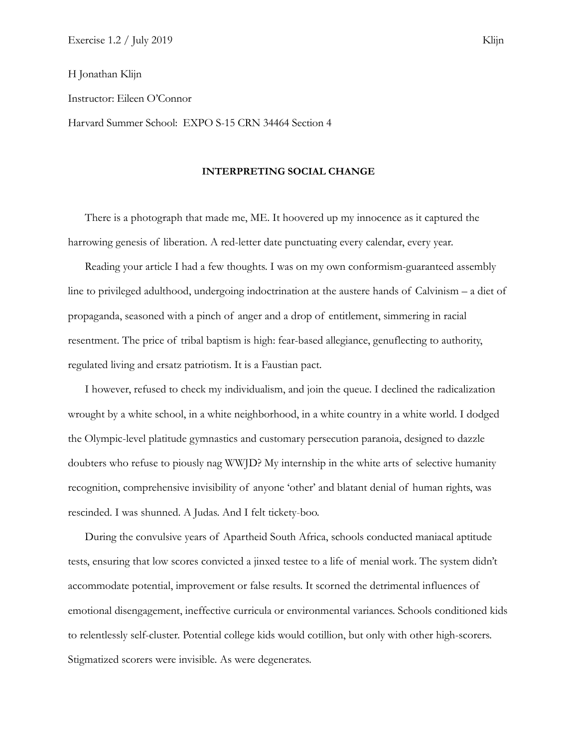H Jonathan Klijn

Instructor: Eileen O'Connor

Harvard Summer School: EXPO S-15 CRN 34464 Section 4

**INTERPRETING SOCIAL CHANGE**

There is a photograph that made me, ME. It hoovered up my innocence as it captured the harrowing genesis of liberation. A red-letter date punctuating every calendar, every year.

Reading your article I had a few thoughts. I was on my own conformism-guaranteed assembly line to privileged adulthood, undergoing indoctrination at the austere hands of Calvinism – a diet of propaganda, seasoned with a pinch of anger and a drop of entitlement, simmering in racial resentment. The price of tribal baptism is high: fear-based allegiance, genuflecting to authority, regulated living and ersatz patriotism. It is a Faustian pact.

I however, refused to check my individualism, and join the queue. I declined the radicalization wrought by a white school, in a white neighborhood, in a white country in a white world. I dodged the Olympic-level platitude gymnastics and customary persecution paranoia, designed to dazzle doubters who refuse to piously nag WWJD? My internship in the white arts of selective humanity recognition, comprehensive invisibility of anyone 'other' and blatant denial of human rights, was rescinded. I was shunned. A Judas. And I felt tickety-boo.

During the convulsive years of Apartheid South Africa, schools conducted maniacal aptitude tests, ensuring that low scores convicted a jinxed testee to a life of menial work. The system didn't accommodate potential, improvement or false results. It scorned the detrimental influences of emotional disengagement, ineffective curricula or environmental variances. Schools conditioned kids to relentlessly self-cluster. Potential college kids would cotillion, but only with other high-scorers. Stigmatized scorers were invisible. As were degenerates.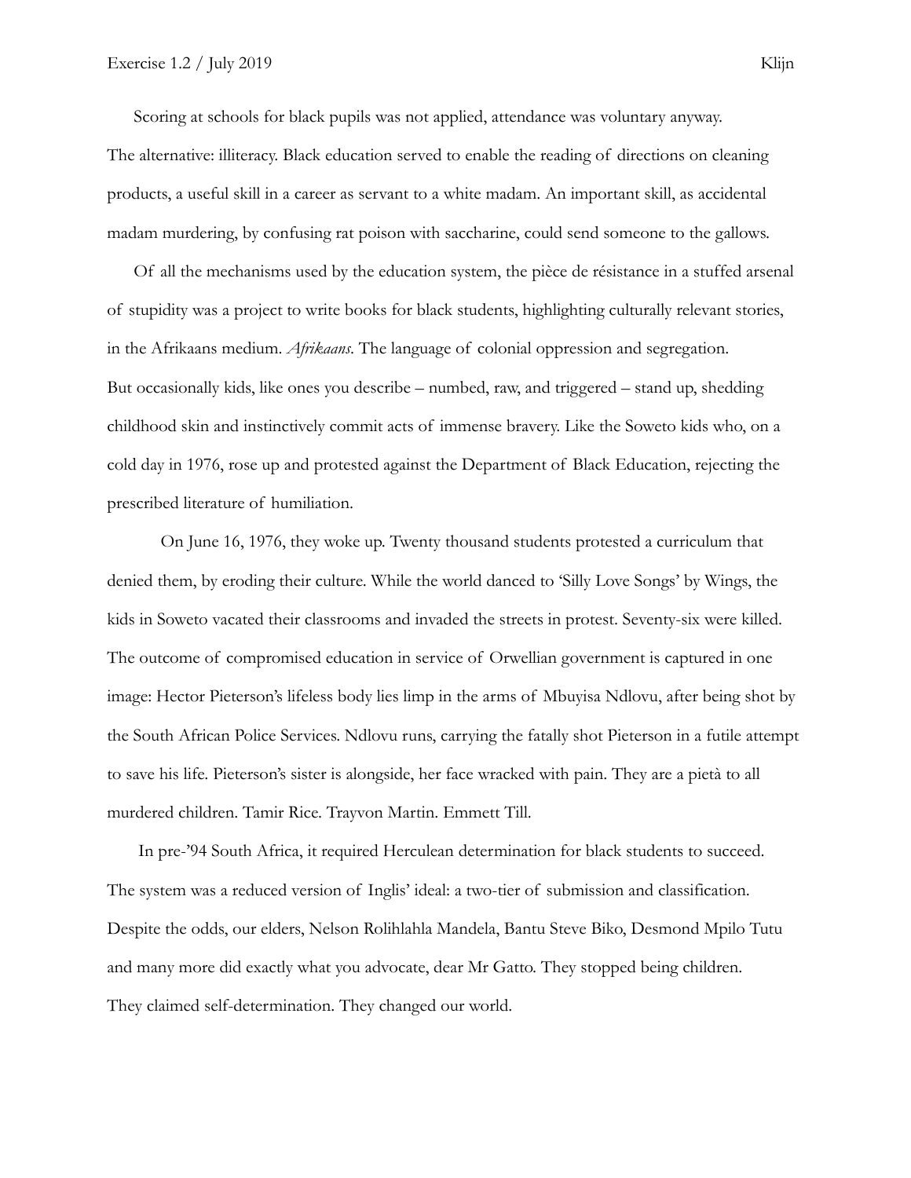Scoring at schools for black pupils was not applied, attendance was voluntary anyway. The alternative: illiteracy. Black education served to enable the reading of directions on cleaning products, a useful skill in a career as servant to a white madam. An important skill, as accidental madam murdering, by confusing rat poison with saccharine, could send someone to the gallows.

Of all the mechanisms used by the education system, the pièce de résistance in a stuffed arsenal of stupidity was a project to write books for black students, highlighting culturally relevant stories, in the Afrikaans medium. *Afrikaans*. The language of colonial oppression and segregation. But occasionally kids, like ones you describe – numbed, raw, and triggered – stand up, shedding childhood skin and instinctively commit acts of immense bravery. Like the Soweto kids who, on a cold day in 1976, rose up and protested against the Department of Black Education, rejecting the prescribed literature of humiliation.

On June 16, 1976, they woke up. Twenty thousand students protested a curriculum that denied them, by eroding their culture. While the world danced to 'Silly Love Songs' by Wings, the kids in Soweto vacated their classrooms and invaded the streets in protest. Seventy-six were killed. The outcome of compromised education in service of Orwellian government is captured in one image: Hector Pieterson's lifeless body lies limp in the arms of Mbuyisa Ndlovu, after being shot by the South African Police Services. Ndlovu runs, carrying the fatally shot Pieterson in a futile attempt to save his life. Pieterson's sister is alongside, her face wracked with pain. They are a pietà to all murdered children. Tamir Rice. Trayvon Martin. Emmett Till.

In pre-'94 South Africa, it required Herculean determination for black students to succeed. The system was a reduced version of Inglis' ideal: a two-tier of submission and classification. Despite the odds, our elders, Nelson Rolihlahla Mandela, Bantu Steve Biko, Desmond Mpilo Tutu and many more did exactly what you advocate, dear Mr Gatto. They stopped being children. They claimed self-determination. They changed our world.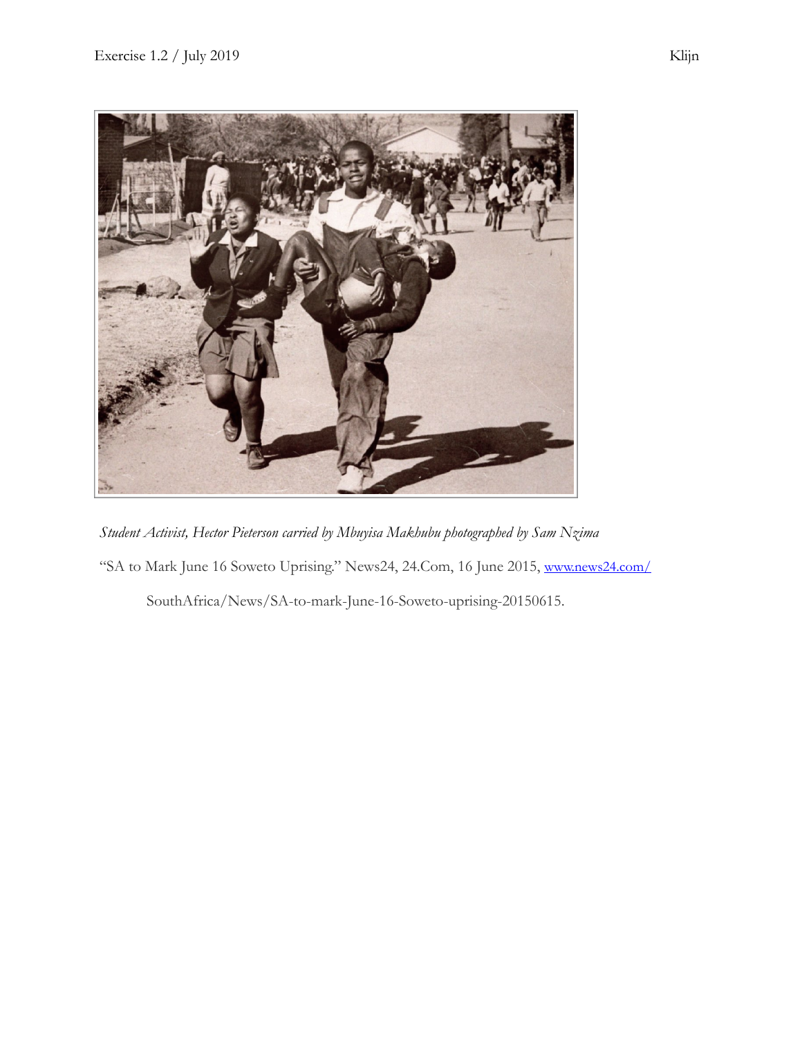*Student Activist, Hector Pieterson carried by Mbuyisa Makhubu photographed by Sam Nzima*

"SA to Mark June 16 Soweto Uprising." News24, 24.Com, 16 June 2015, [www.news24.com/SouthAfrica/News/SA-to-mark-June-16-Soweto-uprising-20150615](www.news24.com/SouthAfrica/News/SA-to-mark-June-16-Soweto-uprising-20150615).